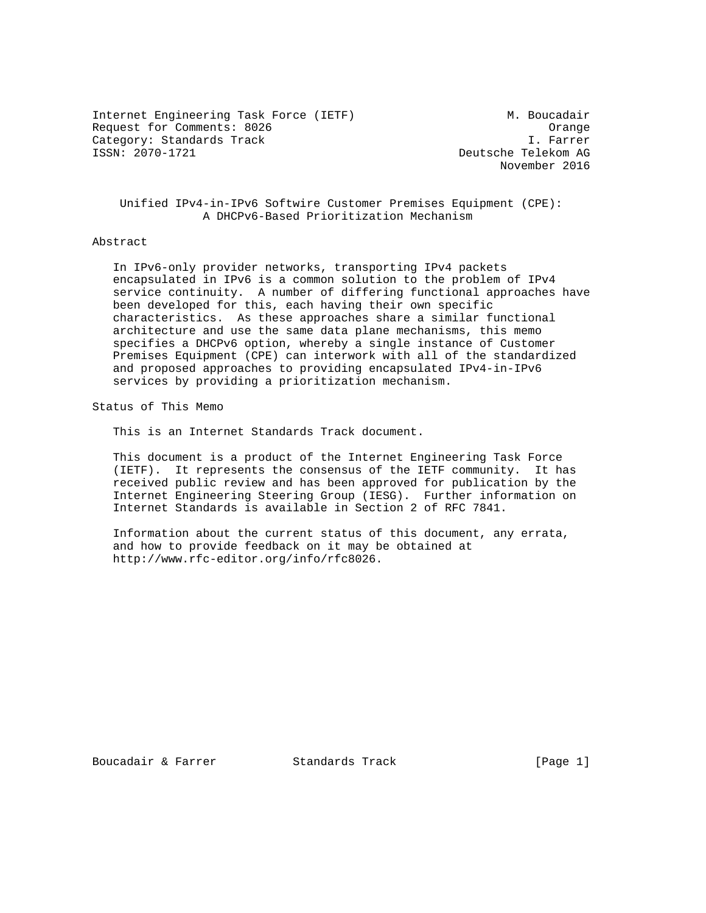Internet Engineering Task Force (IETF) M. Boucadair
Request for Comments: 8026 Orange
Category: Standards Track I. Farrer
ISSN: 2070-1721 Deutsche Telekom AG
November 2016

# Unified IPv4-in-IPv6 Softwire Customer Premises Equipment (CPE): A DHCPv6-Based Prioritization Mechanism

## Abstract

In IPv6-only provider networks, transporting IPv4 packets encapsulated in IPv6 is a common solution to the problem of IPv4 service continuity. A number of differing functional approaches have been developed for this, each having their own specific characteristics. As these approaches share a similar functional architecture and use the same data plane mechanisms, this memo specifies a DHCPv6 option, whereby a single instance of Customer Premises Equipment (CPE) can interwork with all of the standardized and proposed approaches to providing encapsulated IPv4-in-IPv6 services by providing a prioritization mechanism.

## Status of This Memo

This is an Internet Standards Track document.

This document is a product of the Internet Engineering Task Force (IETF). It represents the consensus of the IETF community. It has received public review and has been approved for publication by the Internet Engineering Steering Group (IESG). Further information on Internet Standards is available in Section 2 of RFC 7841.

Information about the current status of this document, any errata, and how to provide feedback on it may be obtained at http://www.rfc-editor.org/info/rfc8026.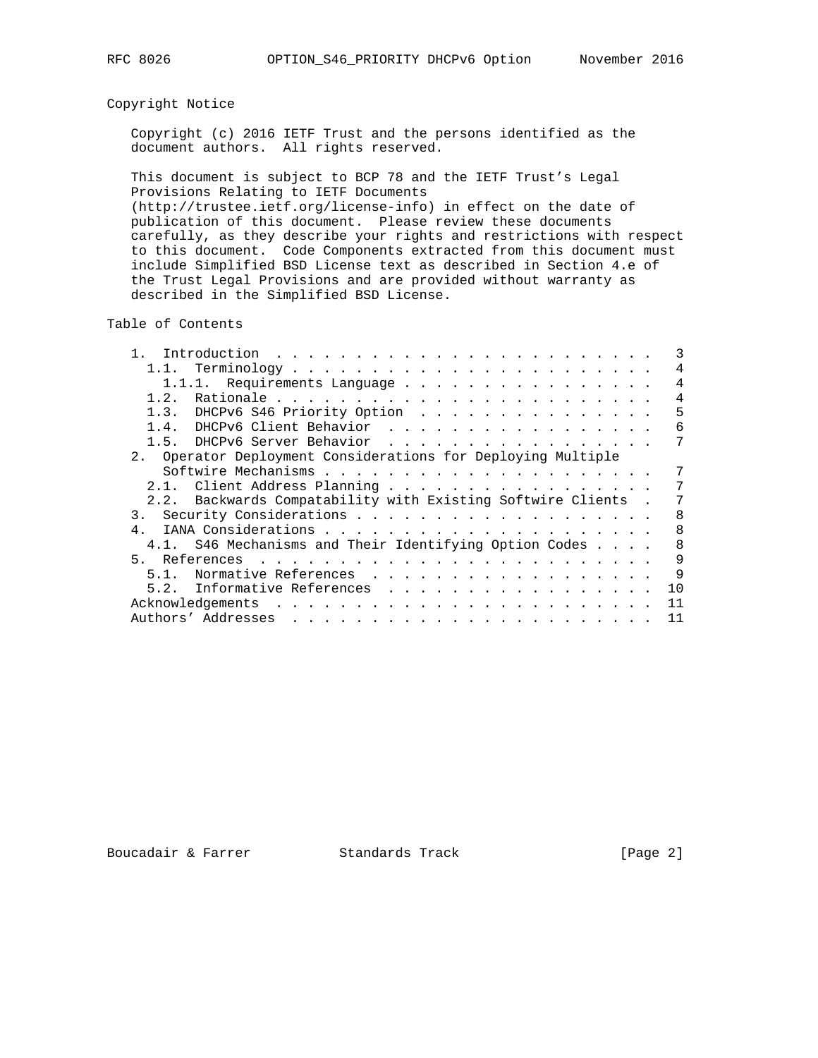## Copyright Notice

Copyright (c) 2016 IETF Trust and the persons identified as the document authors. All rights reserved.

This document is subject to BCP 78 and the IETF Trust's Legal Provisions Relating to IETF Documents (http://trustee.ietf.org/license-info) in effect on the date of publication of this document. Please review these documents carefully, as they describe your rights and restrictions with respect to this document. Code Components extracted from this document must include Simplified BSD License text as described in Section 4.e of the Trust Legal Provisions and are provided without warranty as described in the Simplified BSD License.

## Table of Contents

```
   1.  Introduction  . . . . . . . . . . . . . . . . . . . . . . . .   3
     1.1.  Terminology . . . . . . . . . . . . . . . . . . . . . . .   4
       1.1.1.  Requirements Language . . . . . . . . . . . . . . . .   4
     1.2.  Rationale . . . . . . . . . . . . . . . . . . . . . . . .   4
     1.3.  DHCPv6 S46 Priority Option  . . . . . . . . . . . . . . .   5
     1.4.  DHCPv6 Client Behavior  . . . . . . . . . . . . . . . . .   6
     1.5.  DHCPv6 Server Behavior  . . . . . . . . . . . . . . . . .   7
   2.  Operator Deployment Considerations for Deploying Multiple
       Softwire Mechanisms . . . . . . . . . . . . . . . . . . . . .   7
     2.1.  Client Address Planning . . . . . . . . . . . . . . . . .   7
     2.2.  Backwards Compatability with Existing Softwire Clients  .   7
   3.  Security Considerations . . . . . . . . . . . . . . . . . . .   8
   4.  IANA Considerations . . . . . . . . . . . . . . . . . . . . .   8
     4.1.  S46 Mechanisms and Their Identifying Option Codes . . . .   8
   5.  References  . . . . . . . . . . . . . . . . . . . . . . . . .   9
     5.1.  Normative References  . . . . . . . . . . . . . . . . . .   9
     5.2.  Informative References  . . . . . . . . . . . . . . . . .  10
   Acknowledgements  . . . . . . . . . . . . . . . . . . . . . . . .  11
   Authors' Addresses  . . . . . . . . . . . . . . . . . . . . . . .  11
```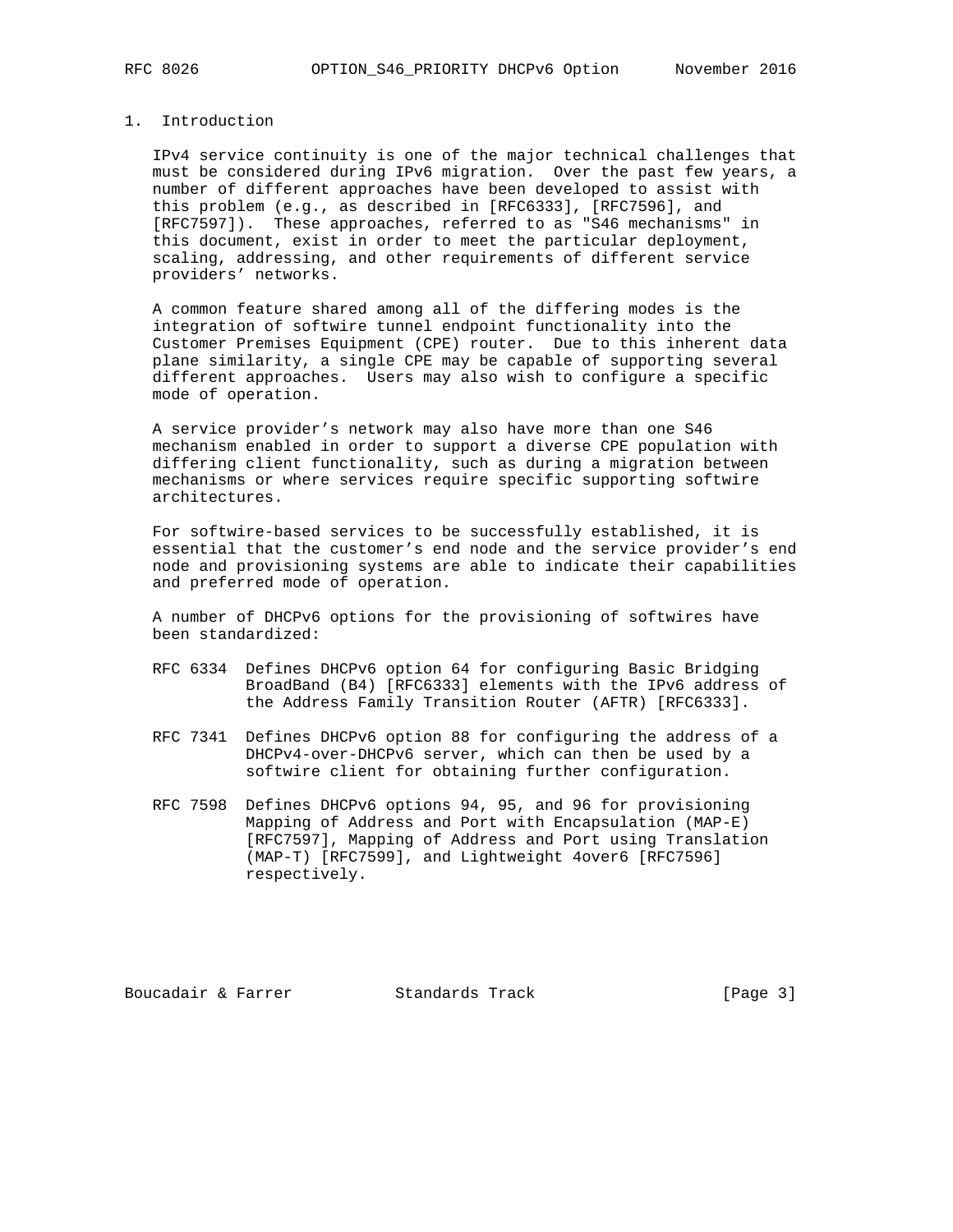## 1. Introduction

IPv4 service continuity is one of the major technical challenges that must be considered during IPv6 migration. Over the past few years, a number of different approaches have been developed to assist with this problem (e.g., as described in [RFC6333], [RFC7596], and [RFC7597]). These approaches, referred to as "S46 mechanisms" in this document, exist in order to meet the particular deployment, scaling, addressing, and other requirements of different service providers' networks.

A common feature shared among all of the differing modes is the integration of softwire tunnel endpoint functionality into the Customer Premises Equipment (CPE) router. Due to this inherent data plane similarity, a single CPE may be capable of supporting several different approaches. Users may also wish to configure a specific mode of operation.

A service provider's network may also have more than one S46 mechanism enabled in order to support a diverse CPE population with differing client functionality, such as during a migration between mechanisms or where services require specific supporting softwire architectures.

For softwire-based services to be successfully established, it is essential that the customer's end node and the service provider's end node and provisioning systems are able to indicate their capabilities and preferred mode of operation.

A number of DHCPv6 options for the provisioning of softwires have been standardized:

- RFC 6334 Defines DHCPv6 option 64 for configuring Basic Bridging BroadBand (B4) [RFC6333] elements with the IPv6 address of the Address Family Transition Router (AFTR) [RFC6333].

- RFC 7341 Defines DHCPv6 option 88 for configuring the address of a DHCPv4-over-DHCPv6 server, which can then be used by a softwire client for obtaining further configuration.

- RFC 7598 Defines DHCPv6 options 94, 95, and 96 for provisioning Mapping of Address and Port with Encapsulation (MAP-E) [RFC7597], Mapping of Address and Port using Translation (MAP-T) [RFC7599], and Lightweight 4over6 [RFC7596] respectively.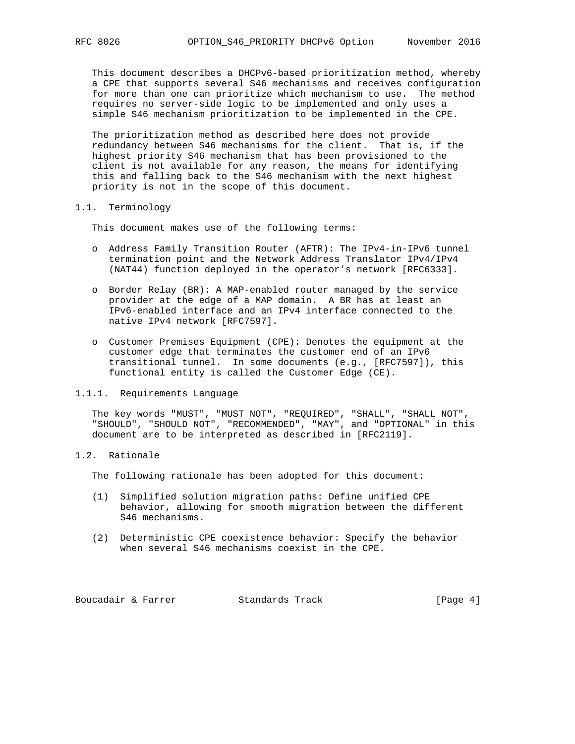This document describes a DHCPv6-based prioritization method, whereby a CPE that supports several S46 mechanisms and receives configuration for more than one can prioritize which mechanism to use. The method requires no server-side logic to be implemented and only uses a simple S46 mechanism prioritization to be implemented in the CPE.

The prioritization method as described here does not provide redundancy between S46 mechanisms for the client. That is, if the highest priority S46 mechanism that has been provisioned to the client is not available for any reason, the means for identifying this and falling back to the S46 mechanism with the next highest priority is not in the scope of this document.

### 1.1. Terminology

This document makes use of the following terms:

- Address Family Transition Router (AFTR): The IPv4-in-IPv6 tunnel termination point and the Network Address Translator IPv4/IPv4 (NAT44) function deployed in the operator's network [RFC6333].

- Border Relay (BR): A MAP-enabled router managed by the service provider at the edge of a MAP domain. A BR has at least an IPv6-enabled interface and an IPv4 interface connected to the native IPv4 network [RFC7597].

- Customer Premises Equipment (CPE): Denotes the equipment at the customer edge that terminates the customer end of an IPv6 transitional tunnel. In some documents (e.g., [RFC7597]), this functional entity is called the Customer Edge (CE).

#### 1.1.1. Requirements Language

The key words "MUST", "MUST NOT", "REQUIRED", "SHALL", "SHALL NOT", "SHOULD", "SHOULD NOT", "RECOMMENDED", "MAY", and "OPTIONAL" in this document are to be interpreted as described in [RFC2119].

### 1.2. Rationale

The following rationale has been adopted for this document:

(1) Simplified solution migration paths: Define unified CPE behavior, allowing for smooth migration between the different S46 mechanisms.

(2) Deterministic CPE coexistence behavior: Specify the behavior when several S46 mechanisms coexist in the CPE.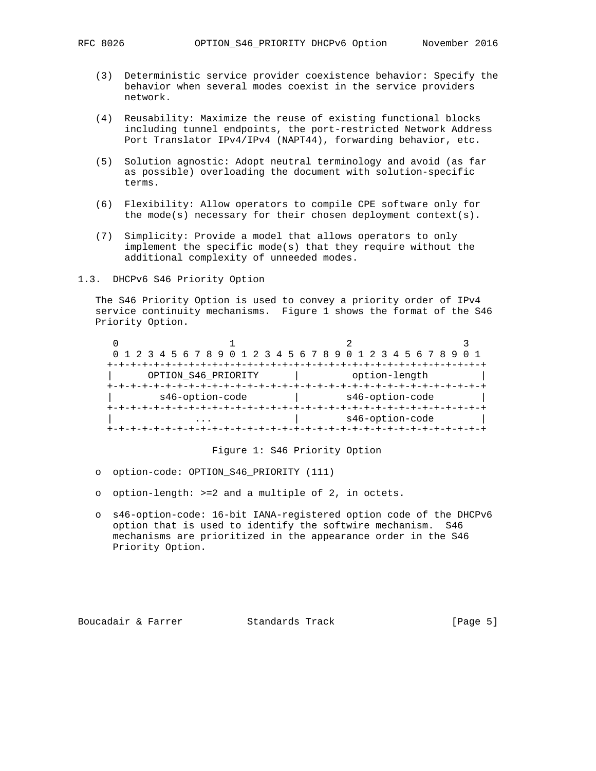(3) Deterministic service provider coexistence behavior: Specify the behavior when several modes coexist in the service providers network.

(4) Reusability: Maximize the reuse of existing functional blocks including tunnel endpoints, the port-restricted Network Address Port Translator IPv4/IPv4 (NAPT44), forwarding behavior, etc.

(5) Solution agnostic: Adopt neutral terminology and avoid (as far as possible) overloading the document with solution-specific terms.

(6) Flexibility: Allow operators to compile CPE software only for the mode(s) necessary for their chosen deployment context(s).

(7) Simplicity: Provide a model that allows operators to only implement the specific mode(s) that they require without the additional complexity of unneeded modes.

## 1.3. DHCPv6 S46 Priority Option

The S46 Priority Option is used to convey a priority order of IPv4 service continuity mechanisms. Figure 1 shows the format of the S46 Priority Option.

```
 0                   1                   2                   3
 0 1 2 3 4 5 6 7 8 9 0 1 2 3 4 5 6 7 8 9 0 1 2 3 4 5 6 7 8 9 0 1
+-+-+-+-+-+-+-+-+-+-+-+-+-+-+-+-+-+-+-+-+-+-+-+-+-+-+-+-+-+-+-+-+
|      OPTION_S46_PRIORITY      |         option-length         |
+-+-+-+-+-+-+-+-+-+-+-+-+-+-+-+-+-+-+-+-+-+-+-+-+-+-+-+-+-+-+-+-+
|       s46-option-code         |       s46-option-code         |
+-+-+-+-+-+-+-+-+-+-+-+-+-+-+-+-+-+-+-+-+-+-+-+-+-+-+-+-+-+-+-+-+
|             ...               |       s46-option-code         |
+-+-+-+-+-+-+-+-+-+-+-+-+-+-+-+-+-+-+-+-+-+-+-+-+-+-+-+-+-+-+-+-+
```

Figure 1: S46 Priority Option

- option-code: OPTION_S46_PRIORITY (111)
- option-length: >=2 and a multiple of 2, in octets.
- s46-option-code: 16-bit IANA-registered option code of the DHCPv6 option that is used to identify the softwire mechanism. S46 mechanisms are prioritized in the appearance order in the S46 Priority Option.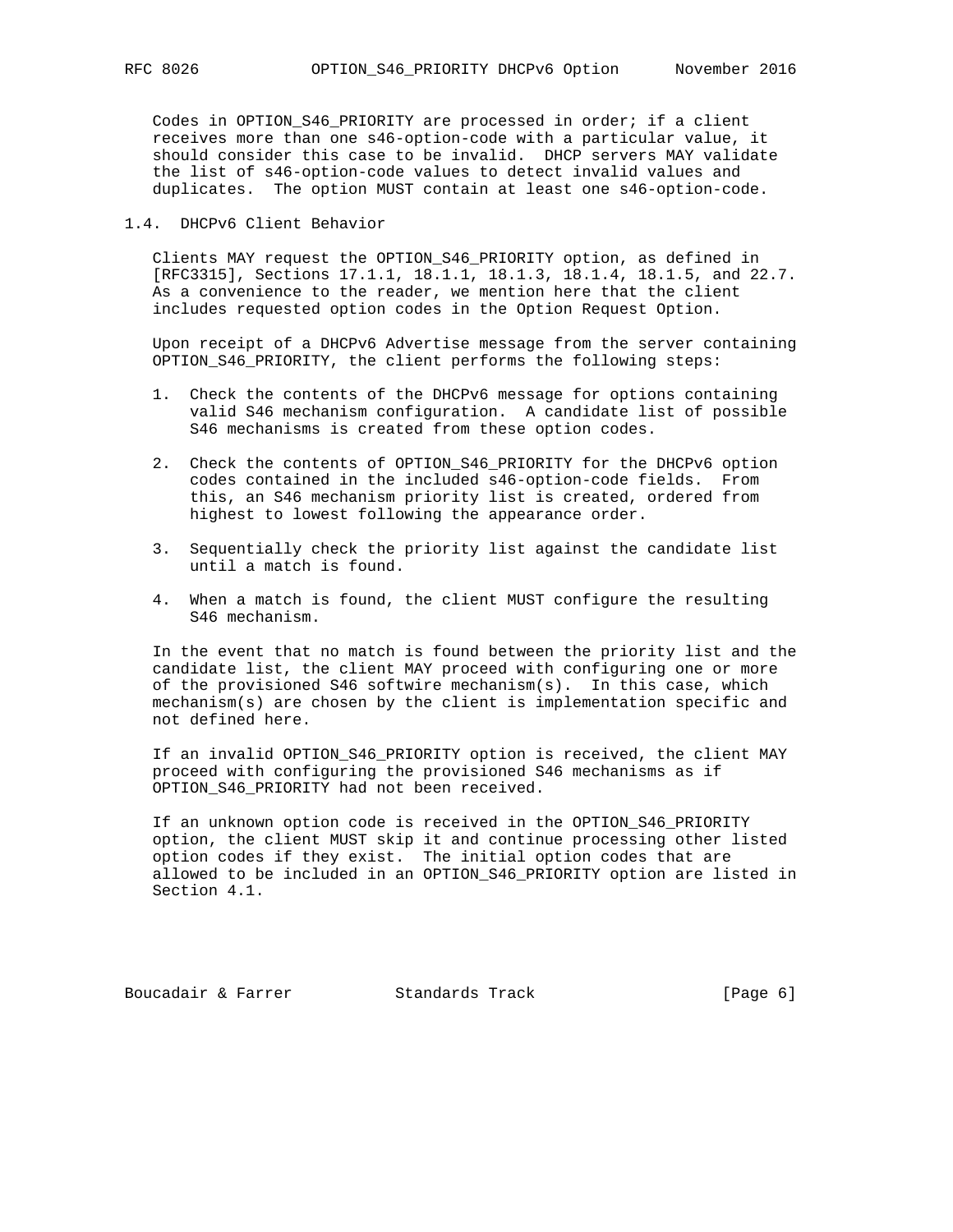Codes in OPTION_S46_PRIORITY are processed in order; if a client receives more than one s46-option-code with a particular value, it should consider this case to be invalid. DHCP servers MAY validate the list of s46-option-code values to detect invalid values and duplicates. The option MUST contain at least one s46-option-code.

## 1.4. DHCPv6 Client Behavior

Clients MAY request the OPTION_S46_PRIORITY option, as defined in [RFC3315], Sections 17.1.1, 18.1.1, 18.1.3, 18.1.4, 18.1.5, and 22.7. As a convenience to the reader, we mention here that the client includes requested option codes in the Option Request Option.

Upon receipt of a DHCPv6 Advertise message from the server containing OPTION_S46_PRIORITY, the client performs the following steps:

1. Check the contents of the DHCPv6 message for options containing valid S46 mechanism configuration. A candidate list of possible S46 mechanisms is created from these option codes.

2. Check the contents of OPTION_S46_PRIORITY for the DHCPv6 option codes contained in the included s46-option-code fields. From this, an S46 mechanism priority list is created, ordered from highest to lowest following the appearance order.

3. Sequentially check the priority list against the candidate list until a match is found.

4. When a match is found, the client MUST configure the resulting S46 mechanism.

In the event that no match is found between the priority list and the candidate list, the client MAY proceed with configuring one or more of the provisioned S46 softwire mechanism(s). In this case, which mechanism(s) are chosen by the client is implementation specific and not defined here.

If an invalid OPTION_S46_PRIORITY option is received, the client MAY proceed with configuring the provisioned S46 mechanisms as if OPTION_S46_PRIORITY had not been received.

If an unknown option code is received in the OPTION_S46_PRIORITY option, the client MUST skip it and continue processing other listed option codes if they exist. The initial option codes that are allowed to be included in an OPTION_S46_PRIORITY option are listed in Section 4.1.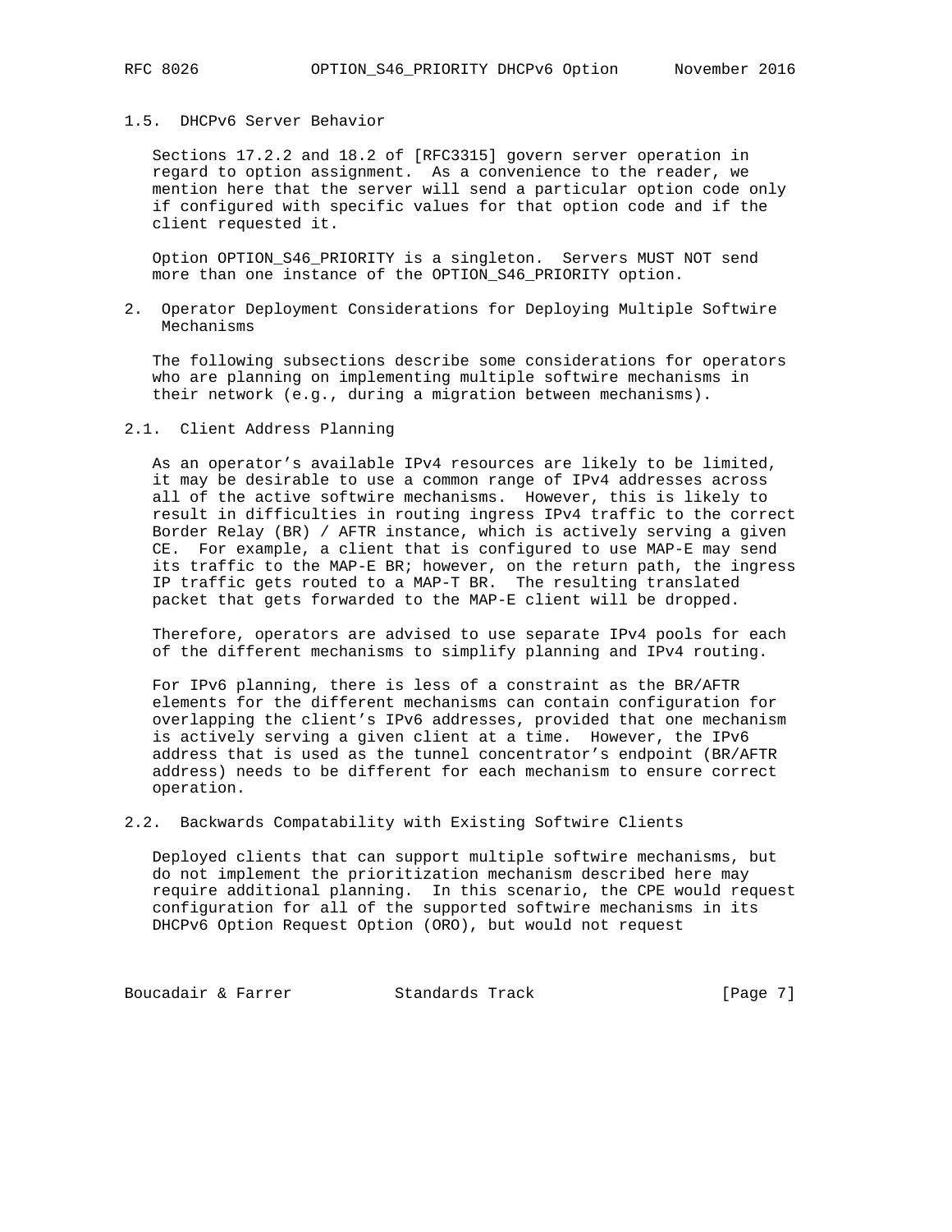### 1.5. DHCPv6 Server Behavior

Sections 17.2.2 and 18.2 of [RFC3315] govern server operation in regard to option assignment. As a convenience to the reader, we mention here that the server will send a particular option code only if configured with specific values for that option code and if the client requested it.

Option OPTION_S46_PRIORITY is a singleton. Servers MUST NOT send more than one instance of the OPTION_S46_PRIORITY option.

## 2. Operator Deployment Considerations for Deploying Multiple Softwire Mechanisms

The following subsections describe some considerations for operators who are planning on implementing multiple softwire mechanisms in their network (e.g., during a migration between mechanisms).

### 2.1. Client Address Planning

As an operator's available IPv4 resources are likely to be limited, it may be desirable to use a common range of IPv4 addresses across all of the active softwire mechanisms. However, this is likely to result in difficulties in routing ingress IPv4 traffic to the correct Border Relay (BR) / AFTR instance, which is actively serving a given CE. For example, a client that is configured to use MAP-E may send its traffic to the MAP-E BR; however, on the return path, the ingress IP traffic gets routed to a MAP-T BR. The resulting translated packet that gets forwarded to the MAP-E client will be dropped.

Therefore, operators are advised to use separate IPv4 pools for each of the different mechanisms to simplify planning and IPv4 routing.

For IPv6 planning, there is less of a constraint as the BR/AFTR elements for the different mechanisms can contain configuration for overlapping the client's IPv6 addresses, provided that one mechanism is actively serving a given client at a time. However, the IPv6 address that is used as the tunnel concentrator's endpoint (BR/AFTR address) needs to be different for each mechanism to ensure correct operation.

### 2.2. Backwards Compatability with Existing Softwire Clients

Deployed clients that can support multiple softwire mechanisms, but do not implement the prioritization mechanism described here may require additional planning. In this scenario, the CPE would request configuration for all of the supported softwire mechanisms in its DHCPv6 Option Request Option (ORO), but would not request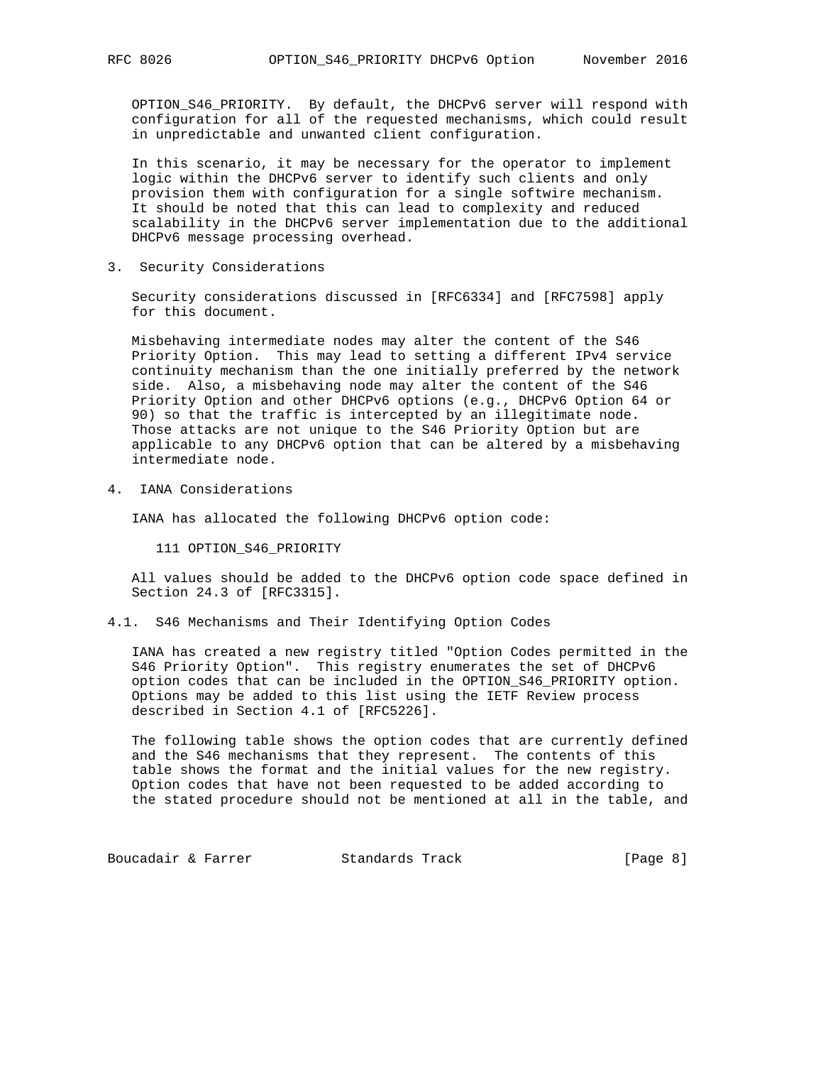OPTION_S46_PRIORITY. By default, the DHCPv6 server will respond with configuration for all of the requested mechanisms, which could result in unpredictable and unwanted client configuration.

In this scenario, it may be necessary for the operator to implement logic within the DHCPv6 server to identify such clients and only provision them with configuration for a single softwire mechanism. It should be noted that this can lead to complexity and reduced scalability in the DHCPv6 implementation due to the additional DHCPv6 message processing overhead.

## 3. Security Considerations

Security considerations discussed in [RFC6334] and [RFC7598] apply for this document.

Misbehaving intermediate nodes may alter the content of the S46 Priority Option. This may lead to setting a different IPv4 service continuity mechanism than the one initially preferred by the network side. Also, a misbehaving node may alter the content of the S46 Priority Option and other DHCPv6 options (e.g., DHCPv6 Option 64 or 90) so that the traffic is intercepted by an illegitimate node. Those attacks are not unique to the S46 Priority Option but are applicable to any DHCPv6 option that can be altered by a misbehaving intermediate node.

## 4. IANA Considerations

IANA has allocated the following DHCPv6 option code:

```
111 OPTION_S46_PRIORITY
```

All values should be added to the DHCPv6 option code space defined in Section 24.3 of [RFC3315].

### 4.1. S46 Mechanisms and Their Identifying Option Codes

IANA has created a new registry titled "Option Codes permitted in the S46 Priority Option". This registry enumerates the set of DHCPv6 option codes that can be included in the OPTION_S46_PRIORITY option. Options may be added to this list using the IETF Review process described in Section 4.1 of [RFC5226].

The following table shows the option codes that are currently defined and the S46 mechanisms that they represent. The contents of this table shows the format and the initial values for the new registry. Option codes that have not been requested to be added according to the stated procedure should not be mentioned at all in the table, and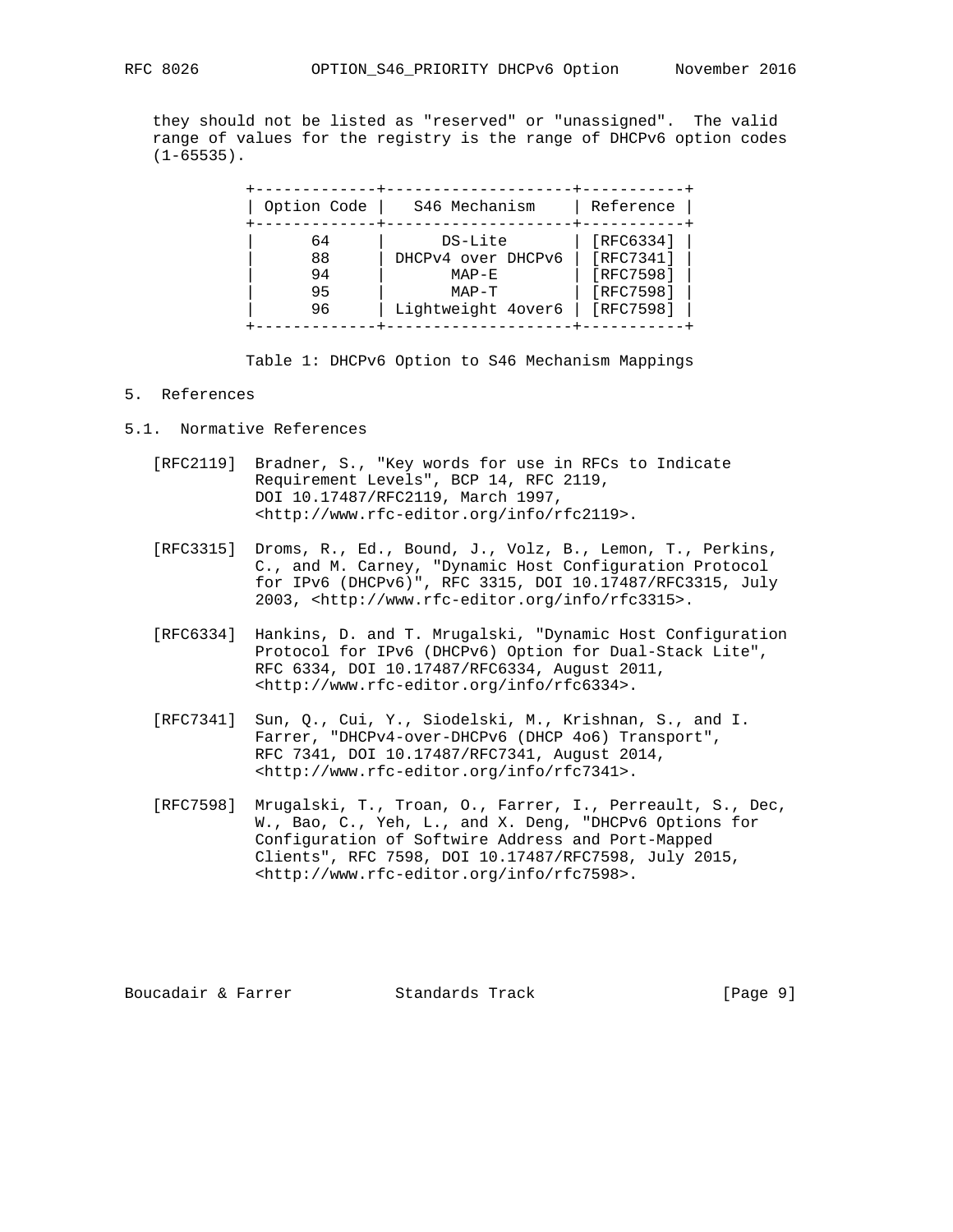they should not be listed as "reserved" or "unassigned". The valid range of values for the registry is the range of DHCPv6 option codes (1-65535).

| Option Code | S46 Mechanism | Reference |
|---|---|---|
| 64 | DS-Lite | [RFC6334] |
| 88 | DHCPv4 over DHCPv6 | [RFC7341] |
| 94 | MAP-E | [RFC7598] |
| 95 | MAP-T | [RFC7598] |
| 96 | Lightweight 4over6 | [RFC7598] |

Table 1: DHCPv6 Option to S46 Mechanism Mappings

# 5. References

## 5.1. Normative References

[RFC2119] Bradner, S., "Key words for use in RFCs to Indicate Requirement Levels", BCP 14, RFC 2119, DOI 10.17487/RFC2119, March 1997, <http://www.rfc-editor.org/info/rfc2119>.

[RFC3315] Droms, R., Ed., Bound, J., Volz, B., Lemon, T., Perkins, C., and M. Carney, "Dynamic Host Configuration Protocol for IPv6 (DHCPv6)", RFC 3315, DOI 10.17487/RFC3315, July 2003, <http://www.rfc-editor.org/info/rfc3315>.

[RFC6334] Hankins, D. and T. Mrugalski, "Dynamic Host Configuration Protocol for IPv6 (DHCPv6) Option for Dual-Stack Lite", RFC 6334, DOI 10.17487/RFC6334, August 2011, <http://www.rfc-editor.org/info/rfc6334>.

[RFC7341] Sun, Q., Cui, Y., Siodelski, M., Krishnan, S., and I. Farrer, "DHCPv4-over-DHCPv6 (DHCP 4o6) Transport", RFC 7341, DOI 10.17487/RFC7341, August 2014, <http://www.rfc-editor.org/info/rfc7341>.

[RFC7598] Mrugalski, T., Troan, O., Farrer, I., Perreault, S., Dec, W., Bao, C., Yeh, L., and X. Deng, "DHCPv6 Options for Configuration of Softwire Address and Port-Mapped Clients", RFC 7598, DOI 10.17487/RFC7598, July 2015, <http://www.rfc-editor.org/info/rfc7598>.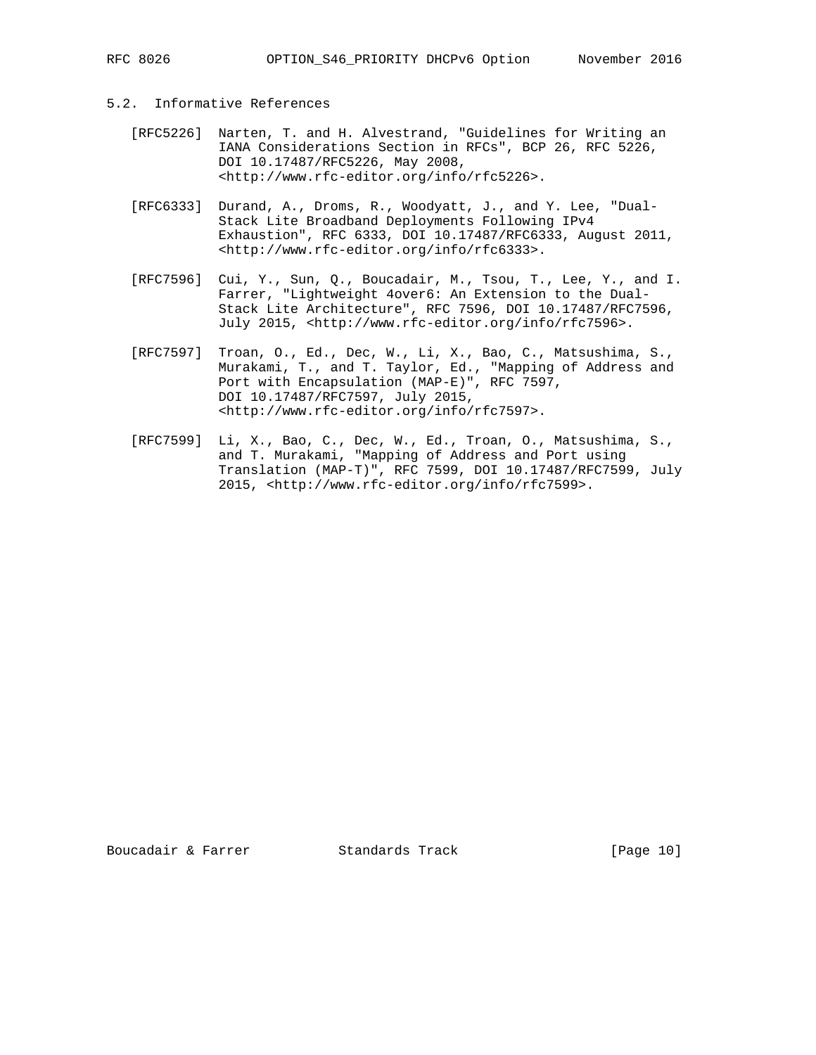### 5.2. Informative References

[RFC5226] Narten, T. and H. Alvestrand, "Guidelines for Writing an IANA Considerations Section in RFCs", BCP 26, RFC 5226, DOI 10.17487/RFC5226, May 2008, <http://www.rfc-editor.org/info/rfc5226>.

[RFC6333] Durand, A., Droms, R., Woodyatt, J., and Y. Lee, "Dual-Stack Lite Broadband Deployments Following IPv4 Exhaustion", RFC 6333, DOI 10.17487/RFC6333, August 2011, <http://www.rfc-editor.org/info/rfc6333>.

[RFC7596] Cui, Y., Sun, Q., Boucadair, M., Tsou, T., Lee, Y., and I. Farrer, "Lightweight 4over6: An Extension to the Dual-Stack Lite Architecture", RFC 7596, DOI 10.17487/RFC7596, July 2015, <http://www.rfc-editor.org/info/rfc7596>.

[RFC7597] Troan, O., Ed., Dec, W., Li, X., Bao, C., Matsushima, S., Murakami, T., and T. Taylor, Ed., "Mapping of Address and Port with Encapsulation (MAP-E)", RFC 7597, DOI 10.17487/RFC7597, July 2015, <http://www.rfc-editor.org/info/rfc7597>.

[RFC7599] Li, X., Bao, C., Dec, W., Ed., Troan, O., Matsushima, S., and T. Murakami, "Mapping of Address and Port using Translation (MAP-T)", RFC 7599, DOI 10.17487/RFC7599, July 2015, <http://www.rfc-editor.org/info/rfc7599>.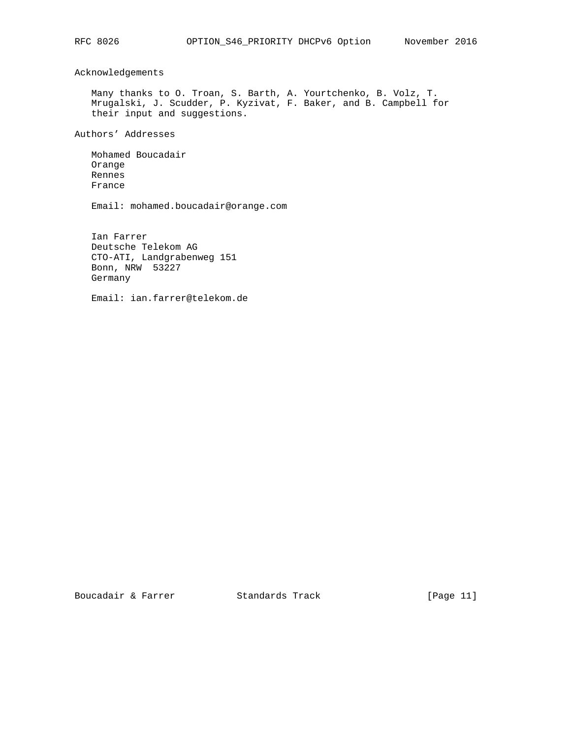## Acknowledgements

Many thanks to O. Troan, S. Barth, A. Yourtchenko, B. Volz, T. Mrugalski, J. Scudder, P. Kyzivat, F. Baker, and B. Campbell for their input and suggestions.

## Authors' Addresses

Mohamed Boucadair
Orange
Rennes
France

Email: mohamed.boucadair@orange.com

Ian Farrer
Deutsche Telekom AG
CTO-ATI, Landgrabenweg 151
Bonn, NRW 53227
Germany

Email: ian.farrer@telekom.de